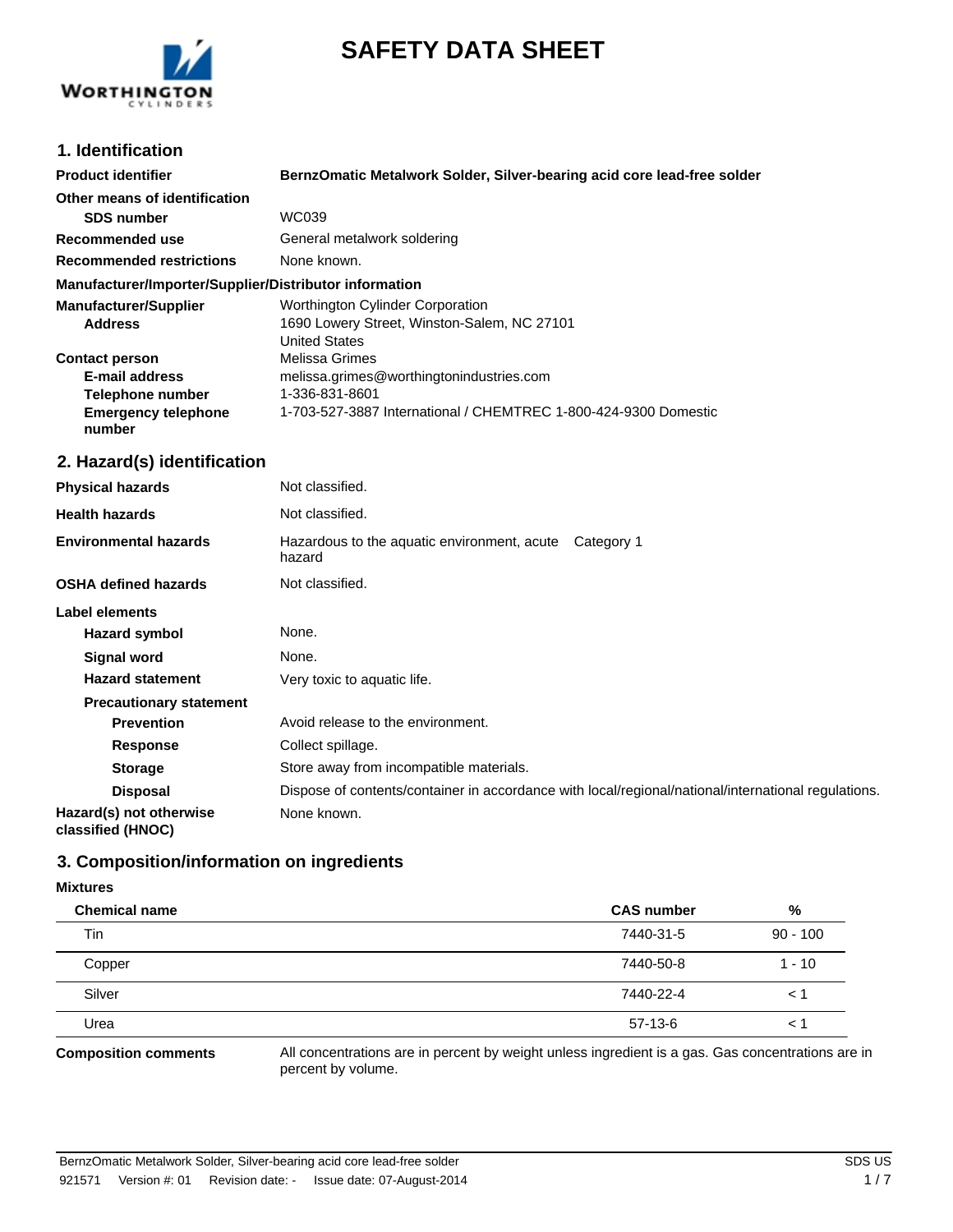# SAFETY DATA SHEET

## 1. Identification

**Product identifier** **BernzOmatic Metalwork Solder, Silver-bearing acid core lead-free solder**

**Other means of identification**

**SDS number** WC039

**Recommended use** General metalwork soldering

**Recommended restrictions** None known.

**Manufacturer/Importer/Supplier/Distributor information**

**Manufacturer/Supplier** Worthington Cylinder Corporation

**Address** 1690 Lowery Street, Winston-Salem, NC 27101
United States

**Contact person** Melissa Grimes

**E-mail address** melissa.grimes@worthingtonindustries.com

**Telephone number** 1-336-831-8601

**Emergency telephone number** 1-703-527-3887 International / CHEMTREC 1-800-424-9300 Domestic

## 2. Hazard(s) identification

**Physical hazards** Not classified.

**Health hazards** Not classified.

**Environmental hazards** Hazardous to the aquatic environment, acute hazard Category 1

**OSHA defined hazards** Not classified.

**Label elements**

**Hazard symbol** None.

**Signal word** None.

**Hazard statement** Very toxic to aquatic life.

**Precautionary statement**

**Prevention** Avoid release to the environment.

**Response** Collect spillage.

**Storage** Store away from incompatible materials.

**Disposal** Dispose of contents/container in accordance with local/regional/national/international regulations.

**Hazard(s) not otherwise classified (HNOC)** None known.

## 3. Composition/information on ingredients

**Mixtures**

| Chemical name | CAS number | % |
|---|---|---|
| Tin | 7440-31-5 | 90 - 100 |
| Copper | 7440-50-8 | 1 - 10 |
| Silver | 7440-22-4 | < 1 |
| Urea | 57-13-6 | < 1 |

**Composition comments** All concentrations are in percent by weight unless ingredient is a gas. Gas concentrations are in percent by volume.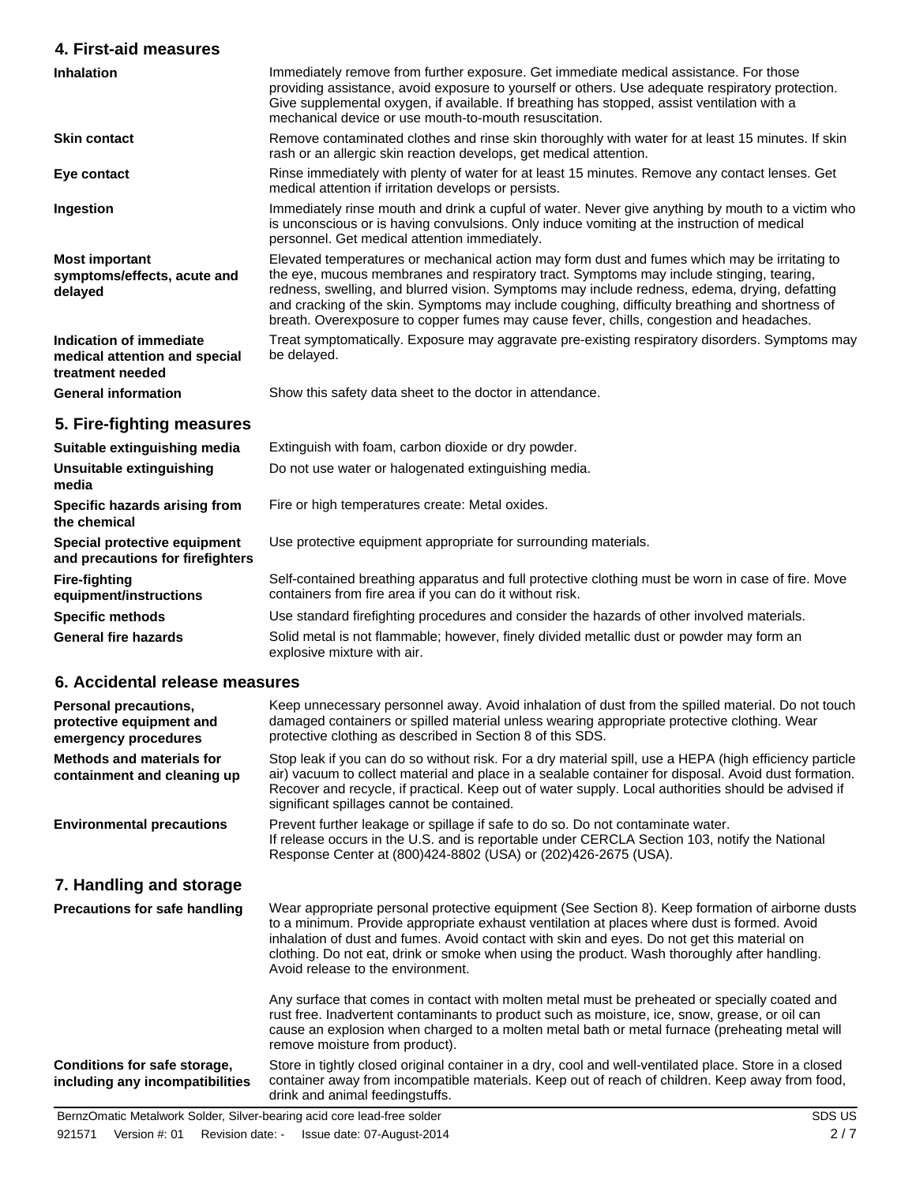## 4. First-aid measures

| | |
|---|---|
| **Inhalation** | Immediately remove from further exposure. Get immediate medical assistance. For those providing assistance, avoid exposure to yourself or others. Use adequate respiratory protection. Give supplemental oxygen, if available. If breathing has stopped, assist ventilation with a mechanical device or use mouth-to-mouth resuscitation. |
| **Skin contact** | Remove contaminated clothes and rinse skin thoroughly with water for at least 15 minutes. If skin rash or an allergic skin reaction develops, get medical attention. |
| **Eye contact** | Rinse immediately with plenty of water for at least 15 minutes. Remove any contact lenses. Get medical attention if irritation develops or persists. |
| **Ingestion** | Immediately rinse mouth and drink a cupful of water. Never give anything by mouth to a victim who is unconscious or is having convulsions. Only induce vomiting at the instruction of medical personnel. Get medical attention immediately. |
| **Most important symptoms/effects, acute and delayed** | Elevated temperatures or mechanical action may form dust and fumes which may be irritating to the eye, mucous membranes and respiratory tract. Symptoms may include stinging, tearing, redness, swelling, and blurred vision. Symptoms may include redness, edema, drying, defatting and cracking of the skin. Symptoms may include coughing, difficulty breathing and shortness of breath. Overexposure to copper fumes may cause fever, chills, congestion and headaches. |
| **Indication of immediate medical attention and special treatment needed** | Treat symptomatically. Exposure may aggravate pre-existing respiratory disorders. Symptoms may be delayed. |
| **General information** | Show this safety data sheet to the doctor in attendance. |

## 5. Fire-fighting measures

| | |
|---|---|
| **Suitable extinguishing media** | Extinguish with foam, carbon dioxide or dry powder. |
| **Unsuitable extinguishing media** | Do not use water or halogenated extinguishing media. |
| **Specific hazards arising from the chemical** | Fire or high temperatures create: Metal oxides. |
| **Special protective equipment and precautions for firefighters** | Use protective equipment appropriate for surrounding materials. |
| **Fire-fighting equipment/instructions** | Self-contained breathing apparatus and full protective clothing must be worn in case of fire. Move containers from fire area if you can do it without risk. |
| **Specific methods** | Use standard firefighting procedures and consider the hazards of other involved materials. |
| **General fire hazards** | Solid metal is not flammable; however, finely divided metallic dust or powder may form an explosive mixture with air. |

## 6. Accidental release measures

| | |
|---|---|
| **Personal precautions, protective equipment and emergency procedures** | Keep unnecessary personnel away. Avoid inhalation of dust from the spilled material. Do not touch damaged containers or spilled material unless wearing appropriate protective clothing. Wear protective clothing as described in Section 8 of this SDS. |
| **Methods and materials for containment and cleaning up** | Stop leak if you can do so without risk. For a dry material spill, use a HEPA (high efficiency particle air) vacuum to collect material and place in a sealable container for disposal. Avoid dust formation. Recover and recycle, if practical. Keep out of water supply. Local authorities should be advised if significant spillages cannot be contained. |
| **Environmental precautions** | Prevent further leakage or spillage if safe to do so. Do not contaminate water.<br>If release occurs in the U.S. and is reportable under CERCLA Section 103, notify the National Response Center at (800)424-8802 (USA) or (202)426-2675 (USA). |

## 7. Handling and storage

| | |
|---|---|
| **Precautions for safe handling** | Wear appropriate personal protective equipment (See Section 8). Keep formation of airborne dusts to a minimum. Provide appropriate exhaust ventilation at places where dust is formed. Avoid inhalation of dust and fumes. Avoid contact with skin and eyes. Do not get this material on clothing. Do not eat, drink or smoke when using the product. Wash thoroughly after handling. Avoid release to the environment.<br><br>Any surface that comes in contact with molten metal must be preheated or specially coated and rust free. Inadvertent contaminants to product such as moisture, ice, snow, grease, or oil can cause an explosion when charged to a molten metal bath or metal furnace (preheating metal will remove moisture from product). |
| **Conditions for safe storage, including any incompatibilities** | Store in tightly closed original container in a dry, cool and well-ventilated place. Store in a closed container away from incompatible materials. Keep out of reach of children. Keep away from food, drink and animal feedingstuffs. |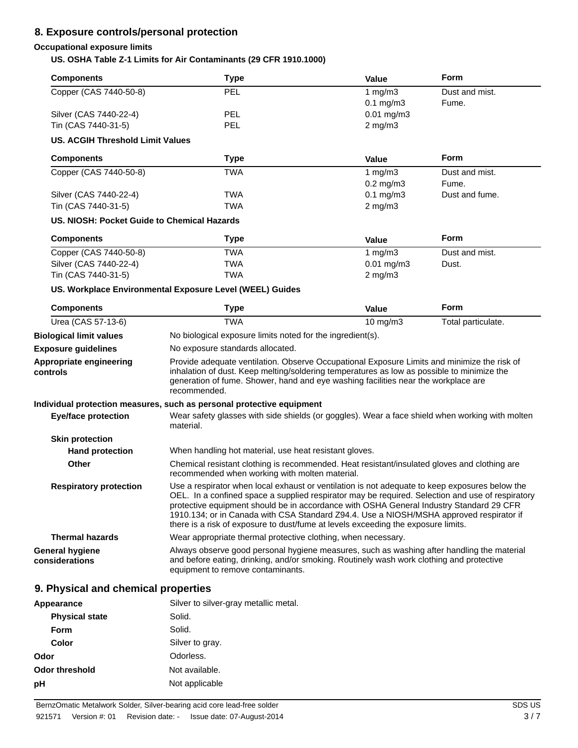## 8. Exposure controls/personal protection

### Occupational exposure limits

**US. OSHA Table Z-1 Limits for Air Contaminants (29 CFR 1910.1000)**

| Components | Type | Value | Form |
| --- | --- | --- | --- |
| Copper (CAS 7440-50-8) | PEL | 1 mg/m3 | Dust and mist. |
| | | 0.1 mg/m3 | Fume. |
| Silver (CAS 7440-22-4) | PEL | 0.01 mg/m3 | |
| Tin (CAS 7440-31-5) | PEL | 2 mg/m3 | |

**US. ACGIH Threshold Limit Values**

| Components | Type | Value | Form |
| --- | --- | --- | --- |
| Copper (CAS 7440-50-8) | TWA | 1 mg/m3 | Dust and mist. |
| | | 0.2 mg/m3 | Fume. |
| Silver (CAS 7440-22-4) | TWA | 0.1 mg/m3 | Dust and fume. |
| Tin (CAS 7440-31-5) | TWA | 2 mg/m3 | |

**US. NIOSH: Pocket Guide to Chemical Hazards**

| Components | Type | Value | Form |
| --- | --- | --- | --- |
| Copper (CAS 7440-50-8) | TWA | 1 mg/m3 | Dust and mist. |
| Silver (CAS 7440-22-4) | TWA | 0.01 mg/m3 | Dust. |
| Tin (CAS 7440-31-5) | TWA | 2 mg/m3 | |

**US. Workplace Environmental Exposure Level (WEEL) Guides**

| Components | Type | Value | Form |
| --- | --- | --- | --- |
| Urea (CAS 57-13-6) | TWA | 10 mg/m3 | Total particulate. |

**Biological limit values**: No biological exposure limits noted for the ingredient(s).

**Exposure guidelines**: No exposure standards allocated.

**Appropriate engineering controls**: Provide adequate ventilation. Observe Occupational Exposure Limits and minimize the risk of inhalation of dust. Keep melting/soldering temperatures as low as possible to minimize the generation of fume. Shower, hand and eye washing facilities near the workplace are recommended.

**Individual protection measures, such as personal protective equipment**

**Eye/face protection**: Wear safety glasses with side shields (or goggles). Wear a face shield when working with molten material.

**Skin protection**

**Hand protection**: When handling hot material, use heat resistant gloves.

**Other**: Chemical resistant clothing is recommended. Heat resistant/insulated gloves and clothing are recommended when working with molten material.

**Respiratory protection**: Use a respirator when local exhaust or ventilation is not adequate to keep exposures below the OEL. In a confined space a supplied respirator may be required. Selection and use of respiratory protective equipment should be in accordance with OSHA General Industry Standard 29 CFR 1910.134; or in Canada with CSA Standard Z94.4. Use a NIOSH/MSHA approved respirator if there is a risk of exposure to dust/fume at levels exceeding the exposure limits.

**Thermal hazards**: Wear appropriate thermal protective clothing, when necessary.

**General hygiene considerations**: Always observe good personal hygiene measures, such as washing after handling the material and before eating, drinking, and/or smoking. Routinely wash work clothing and protective equipment to remove contaminants.

## 9. Physical and chemical properties

**Appearance**: Silver to silver-gray metallic metal.

**Physical state**: Solid.

**Form**: Solid.

**Color**: Silver to gray.

**Odor**: Odorless.

**Odor threshold**: Not available.

**pH**: Not applicable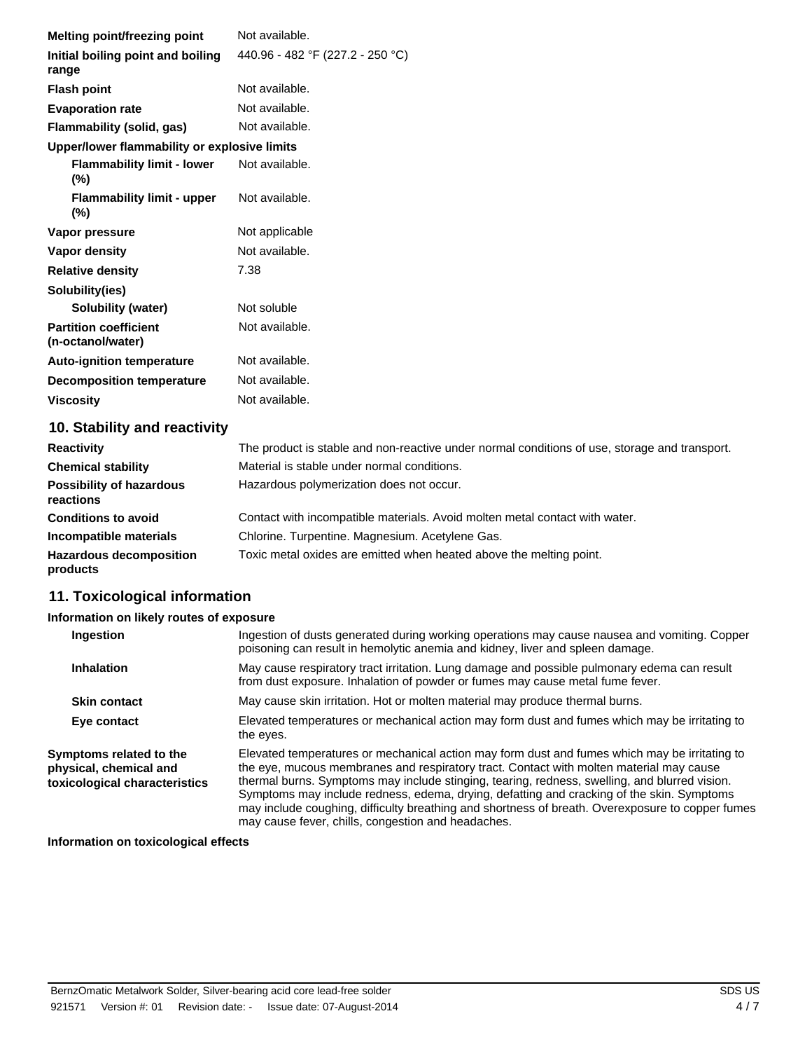| | |
|---|---|
| **Melting point/freezing point** | Not available. |
| **Initial boiling point and boiling range** | 440.96 - 482 °F (227.2 - 250 °C) |
| **Flash point** | Not available. |
| **Evaporation rate** | Not available. |
| **Flammability (solid, gas)** | Not available. |
| **Upper/lower flammability or explosive limits** | |
| **Flammability limit - lower (%)** | Not available. |
| **Flammability limit - upper (%)** | Not available. |
| **Vapor pressure** | Not applicable |
| **Vapor density** | Not available. |
| **Relative density** | 7.38 |
| **Solubility(ies)** | |
| **Solubility (water)** | Not soluble |
| **Partition coefficient (n-octanol/water)** | Not available. |
| **Auto-ignition temperature** | Not available. |
| **Decomposition temperature** | Not available. |
| **Viscosity** | Not available. |

## 10. Stability and reactivity

| | |
|---|---|
| **Reactivity** | The product is stable and non-reactive under normal conditions of use, storage and transport. |
| **Chemical stability** | Material is stable under normal conditions. |
| **Possibility of hazardous reactions** | Hazardous polymerization does not occur. |
| **Conditions to avoid** | Contact with incompatible materials. Avoid molten metal contact with water. |
| **Incompatible materials** | Chlorine. Turpentine. Magnesium. Acetylene Gas. |
| **Hazardous decomposition products** | Toxic metal oxides are emitted when heated above the melting point. |

## 11. Toxicological information

**Information on likely routes of exposure**

| | |
|---|---|
| **Ingestion** | Ingestion of dusts generated during working operations may cause nausea and vomiting. Copper poisoning can result in hemolytic anemia and kidney, liver and spleen damage. |
| **Inhalation** | May cause respiratory tract irritation. Lung damage and possible pulmonary edema can result from dust exposure. Inhalation of powder or fumes may cause metal fume fever. |
| **Skin contact** | May cause skin irritation. Hot or molten material may produce thermal burns. |
| **Eye contact** | Elevated temperatures or mechanical action may form dust and fumes which may be irritating to the eyes. |
| **Symptoms related to the physical, chemical and toxicological characteristics** | Elevated temperatures or mechanical action may form dust and fumes which may be irritating to the eye, mucous membranes and respiratory tract. Contact with molten material may cause thermal burns. Symptoms may include stinging, tearing, redness, swelling, and blurred vision. Symptoms may include redness, edema, drying, defatting and cracking of the skin. Symptoms may include coughing, difficulty breathing and shortness of breath. Overexposure to copper fumes may cause fever, chills, congestion and headaches. |

**Information on toxicological effects**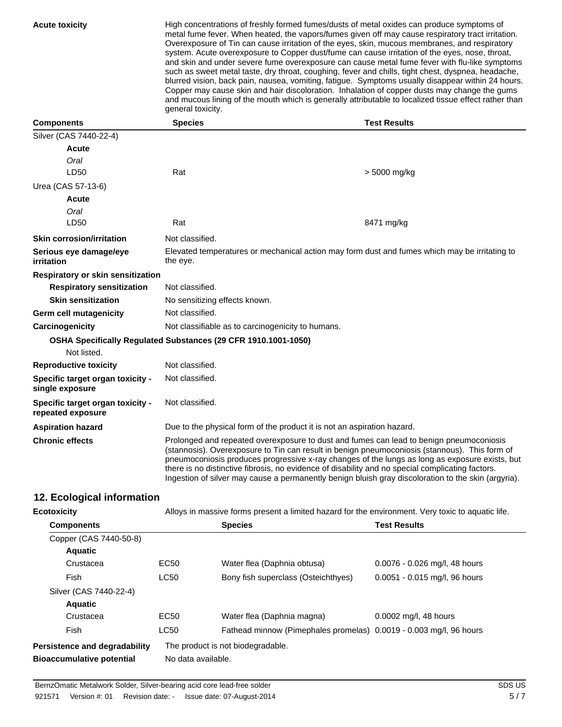**Acute toxicity** High concentrations of freshly formed fumes/dusts of metal oxides can produce symptoms of metal fume fever. When heated, the vapors/fumes given off may cause respiratory tract irritation. Overexposure of Tin can cause irritation of the eyes, skin, mucous membranes, and respiratory system. Acute overexposure to Copper dust/fume can cause irritation of the eyes, nose, throat, and skin and under severe fume overexposure can cause metal fume fever with flu-like symptoms such as sweet metal taste, dry throat, coughing, fever and chills, tight chest, dyspnea, headache, blurred vision, back pain, nausea, vomiting, fatigue. Symptoms usually disappear within 24 hours. Copper may cause skin and hair discoloration. Inhalation of copper dusts may change the gums and mucous lining of the mouth which is generally attributable to localized tissue effect rather than general toxicity.

| Components | Species | Test Results |
|---|---|---|
| Silver (CAS 7440-22-4) | | |
| **Acute** | | |
| *Oral* | | |
| LD50 | Rat | > 5000 mg/kg |
| Urea (CAS 57-13-6) | | |
| **Acute** | | |
| *Oral* | | |
| LD50 | Rat | 8471 mg/kg |

**Skin corrosion/irritation** Not classified.

**Serious eye damage/eye irritation** Elevated temperatures or mechanical action may form dust and fumes which may be irritating to the eye.

**Respiratory or skin sensitization**

**Respiratory sensitization** Not classified.

**Skin sensitization** No sensitizing effects known.

**Germ cell mutagenicity** Not classified.

**Carcinogenicity** Not classifiable as to carcinogenicity to humans.

**OSHA Specifically Regulated Substances (29 CFR 1910.1001-1050)**

Not listed.

**Reproductive toxicity** Not classified.

**Specific target organ toxicity - single exposure** Not classified.

**Specific target organ toxicity - repeated exposure** Not classified.

**Aspiration hazard** Due to the physical form of the product it is not an aspiration hazard.

**Chronic effects** Prolonged and repeated overexposure to dust and fumes can lead to benign pneumoconiosis (stannosis). Overexposure to Tin can result in benign pneumoconiosis (stannous). This form of pneumoconiosis produces progressive x-ray changes of the lungs as long as exposure exists, but there is no distinctive fibrosis, no evidence of disability and no special complicating factors. Ingestion of silver may cause a permanently benign bluish gray discoloration to the skin (argyria).

## 12. Ecological information

**Ecotoxicity** Alloys in massive forms present a limited hazard for the environment. Very toxic to aquatic life.

| Components | | Species | Test Results |
|---|---|---|---|
| Copper (CAS 7440-50-8) | | | |
| **Aquatic** | | | |
| Crustacea | EC50 | Water flea (Daphnia obtusa) | 0.0076 - 0.026 mg/l, 48 hours |
| Fish | LC50 | Bony fish superclass (Osteichthyes) | 0.0051 - 0.015 mg/l, 96 hours |
| Silver (CAS 7440-22-4) | | | |
| **Aquatic** | | | |
| Crustacea | EC50 | Water flea (Daphnia magna) | 0.0002 mg/l, 48 hours |
| Fish | LC50 | Fathead minnow (Pimephales promelas) | 0.0019 - 0.003 mg/l, 96 hours |

**Persistence and degradability** The product is not biodegradable.

**Bioaccumulative potential** No data available.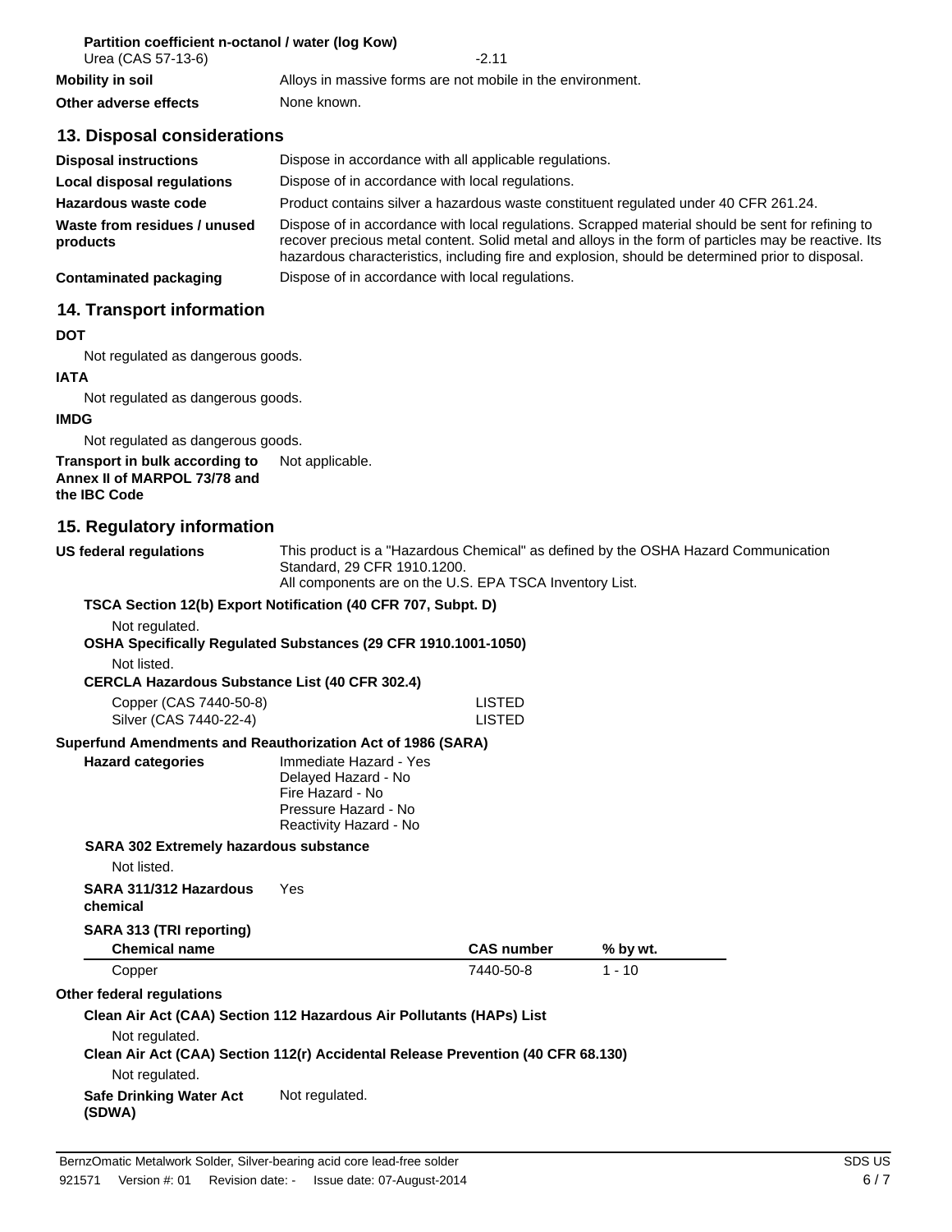**Partition coefficient n-octanol / water (log Kow)**

| | |
|---|---|
| Urea (CAS 57-13-6) | -2.11 |

**Mobility in soil** Alloys in massive forms are not mobile in the environment.

**Other adverse effects** None known.

## 13. Disposal considerations

**Disposal instructions** Dispose in accordance with all applicable regulations.

**Local disposal regulations** Dispose of in accordance with local regulations.

**Hazardous waste code** Product contains silver a hazardous waste constituent regulated under 40 CFR 261.24.

**Waste from residues / unused products** Dispose of in accordance with local regulations. Scrapped material should be sent for refining to recover precious metal content. Solid metal and alloys in the form of particles may be reactive. Its hazardous characteristics, including fire and explosion, should be determined prior to disposal.

**Contaminated packaging** Dispose of in accordance with local regulations.

## 14. Transport information

**DOT**

Not regulated as dangerous goods.

**IATA**

Not regulated as dangerous goods.

**IMDG**

Not regulated as dangerous goods.

**Transport in bulk according to Annex II of MARPOL 73/78 and the IBC Code** Not applicable.

## 15. Regulatory information

**US federal regulations** This product is a "Hazardous Chemical" as defined by the OSHA Hazard Communication Standard, 29 CFR 1910.1200.
All components are on the U.S. EPA TSCA Inventory List.

**TSCA Section 12(b) Export Notification (40 CFR 707, Subpt. D)**

Not regulated.

**OSHA Specifically Regulated Substances (29 CFR 1910.1001-1050)**

Not listed.

**CERCLA Hazardous Substance List (40 CFR 302.4)**

| | |
|---|---|
| Copper (CAS 7440-50-8) | LISTED |
| Silver (CAS 7440-22-4) | LISTED |

**Superfund Amendments and Reauthorization Act of 1986 (SARA)**

**Hazard categories**
Immediate Hazard - Yes
Delayed Hazard - No
Fire Hazard - No
Pressure Hazard - No
Reactivity Hazard - No

**SARA 302 Extremely hazardous substance**

Not listed.

**SARA 311/312 Hazardous chemical** Yes

**SARA 313 (TRI reporting)**

| Chemical name | CAS number | % by wt. |
|---|---|---|
| Copper | 7440-50-8 | 1 - 10 |

**Other federal regulations**

**Clean Air Act (CAA) Section 112 Hazardous Air Pollutants (HAPs) List**

Not regulated.

**Clean Air Act (CAA) Section 112(r) Accidental Release Prevention (40 CFR 68.130)**

Not regulated.

**Safe Drinking Water Act (SDWA)** Not regulated.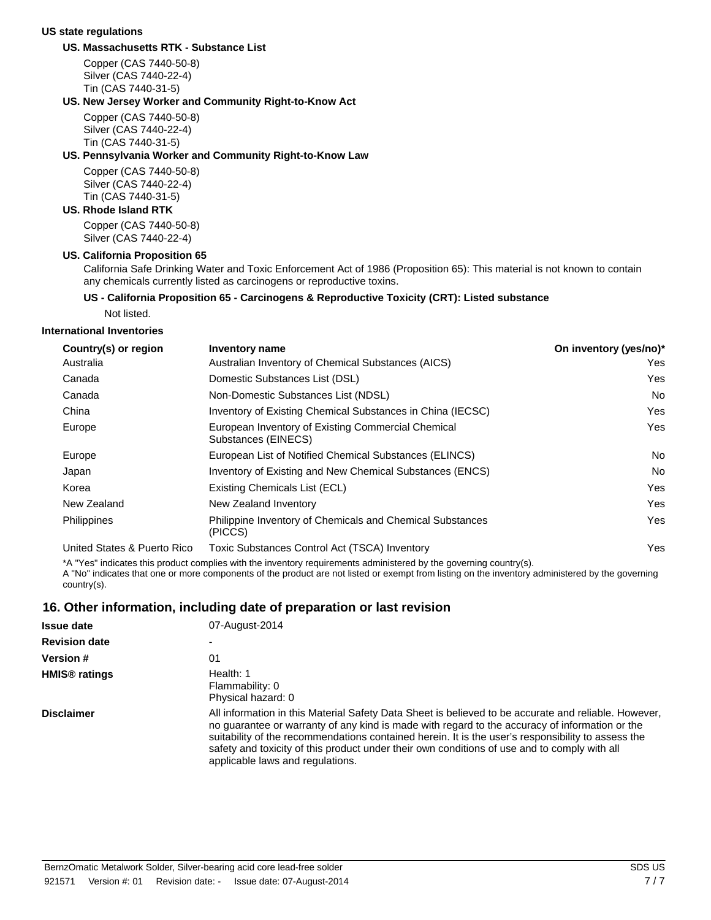**US state regulations**

**US. Massachusetts RTK - Substance List**

Copper (CAS 7440-50-8)
Silver (CAS 7440-22-4)
Tin (CAS 7440-31-5)

**US. New Jersey Worker and Community Right-to-Know Act**

Copper (CAS 7440-50-8)
Silver (CAS 7440-22-4)
Tin (CAS 7440-31-5)

**US. Pennsylvania Worker and Community Right-to-Know Law**

Copper (CAS 7440-50-8)
Silver (CAS 7440-22-4)
Tin (CAS 7440-31-5)

**US. Rhode Island RTK**

Copper (CAS 7440-50-8)
Silver (CAS 7440-22-4)

**US. California Proposition 65**

California Safe Drinking Water and Toxic Enforcement Act of 1986 (Proposition 65): This material is not known to contain any chemicals currently listed as carcinogens or reproductive toxins.

**US - California Proposition 65 - Carcinogens & Reproductive Toxicity (CRT): Listed substance**

Not listed.

**International Inventories**

| Country(s) or region | Inventory name | On inventory (yes/no)* |
|---|---|---|
| Australia | Australian Inventory of Chemical Substances (AICS) | Yes |
| Canada | Domestic Substances List (DSL) | Yes |
| Canada | Non-Domestic Substances List (NDSL) | No |
| China | Inventory of Existing Chemical Substances in China (IECSC) | Yes |
| Europe | European Inventory of Existing Commercial Chemical Substances (EINECS) | Yes |
| Europe | European List of Notified Chemical Substances (ELINCS) | No |
| Japan | Inventory of Existing and New Chemical Substances (ENCS) | No |
| Korea | Existing Chemicals List (ECL) | Yes |
| New Zealand | New Zealand Inventory | Yes |
| Philippines | Philippine Inventory of Chemicals and Chemical Substances (PICCS) | Yes |
| United States & Puerto Rico | Toxic Substances Control Act (TSCA) Inventory | Yes |

*A "Yes" indicates this product complies with the inventory requirements administered by the governing country(s).
A "No" indicates that one or more components of the product are not listed or exempt from listing on the inventory administered by the governing country(s).

## 16. Other information, including date of preparation or last revision

**Issue date** 07-August-2014

**Revision date** -

**Version #** 01

**HMIS® ratings** Health: 1
Flammability: 0
Physical hazard: 0

**Disclaimer** All information in this Material Safety Data Sheet is believed to be accurate and reliable. However, no guarantee or warranty of any kind is made with regard to the accuracy of information or the suitability of the recommendations contained herein. It is the user's responsibility to assess the safety and toxicity of this product under their own conditions of use and to comply with all applicable laws and regulations.